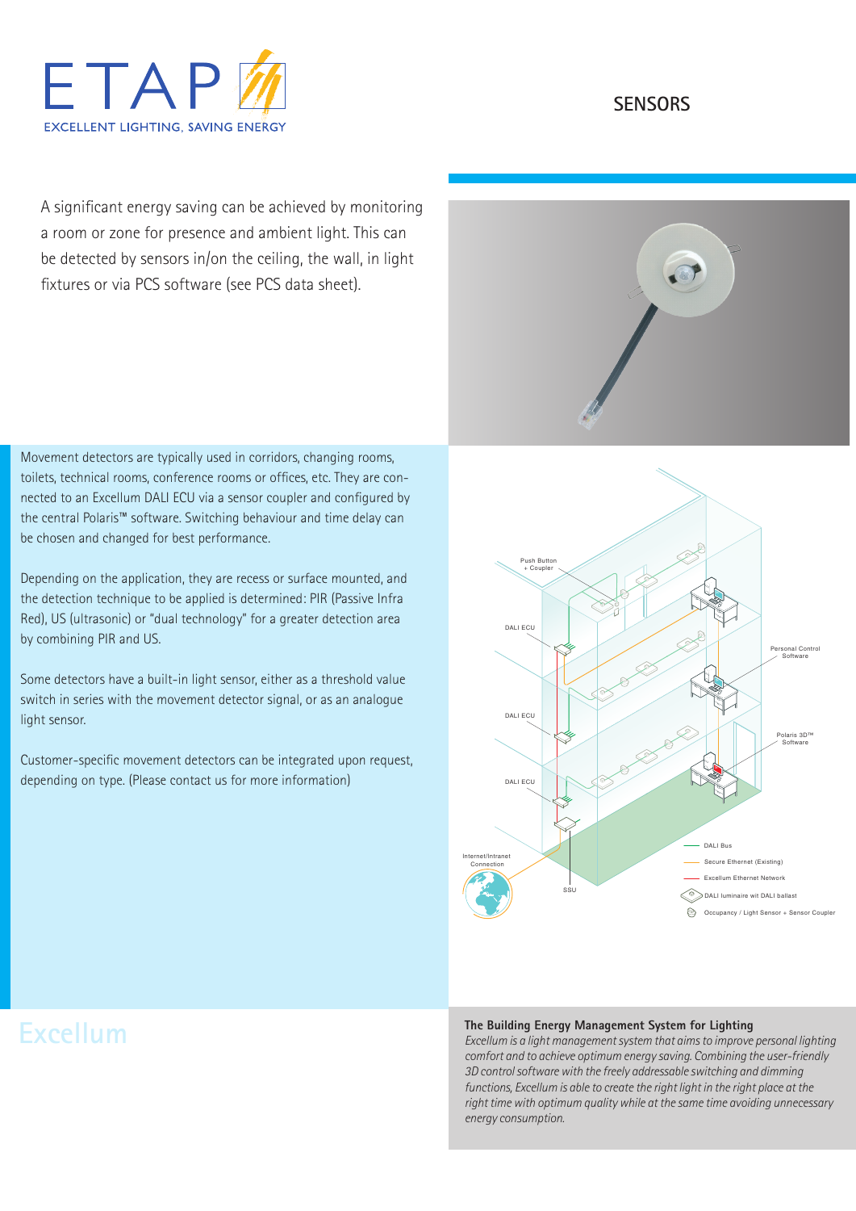ETAP

EXCELLENT LIGHTING, SAVING ENERGY

# SENSORS

A significant energy saving can be achieved by monitoring a room or zone for presence and ambient light. This can be detected by sensors in/on the ceiling, the wall, in light fixtures or via PCS software (see PCS data sheet).

Movement detectors are typically used in corridors, changing rooms, toilets, technical rooms, conference rooms or offices, etc. They are connected to an Excellum DALI ECU via a sensor coupler and configured by the central Polaris™ software. Switching behaviour and time delay can be chosen and changed for best performance.

Depending on the application, they are recess or surface mounted, and the detection technique to be applied is determined: PIR (Passive Infra Red), US (ultrasonic) or "dual technology" for a greater detection area by combining PIR and US.

Some detectors have a built-in light sensor, either as a threshold value switch in series with the movement detector signal, or as an analogue light sensor.

Customer-specific movement detectors can be integrated upon request, depending on type. (Please contact us for more information)

Push Button + Coupler

DALI ECU

DALI ECU

DALI ECU

Personal Control Software

Polaris 3D™ Software

Internet/Intranet Connection

SSU

DALI Bus

Secure Ethernet (Existing)

Excellum Ethernet Network

DALI luminaire wit DALI ballast

Occupancy / Light Sensor + Sensor Coupler

## Excellum

**The Building Energy Management System for Lighting**

*Excellum is a light management system that aims to improve personal lighting comfort and to achieve optimum energy saving. Combining the user-friendly 3D control software with the freely addressable switching and dimming functions, Excellum is able to create the right light in the right place at the right time with optimum quality while at the same time avoiding unnecessary energy consumption.*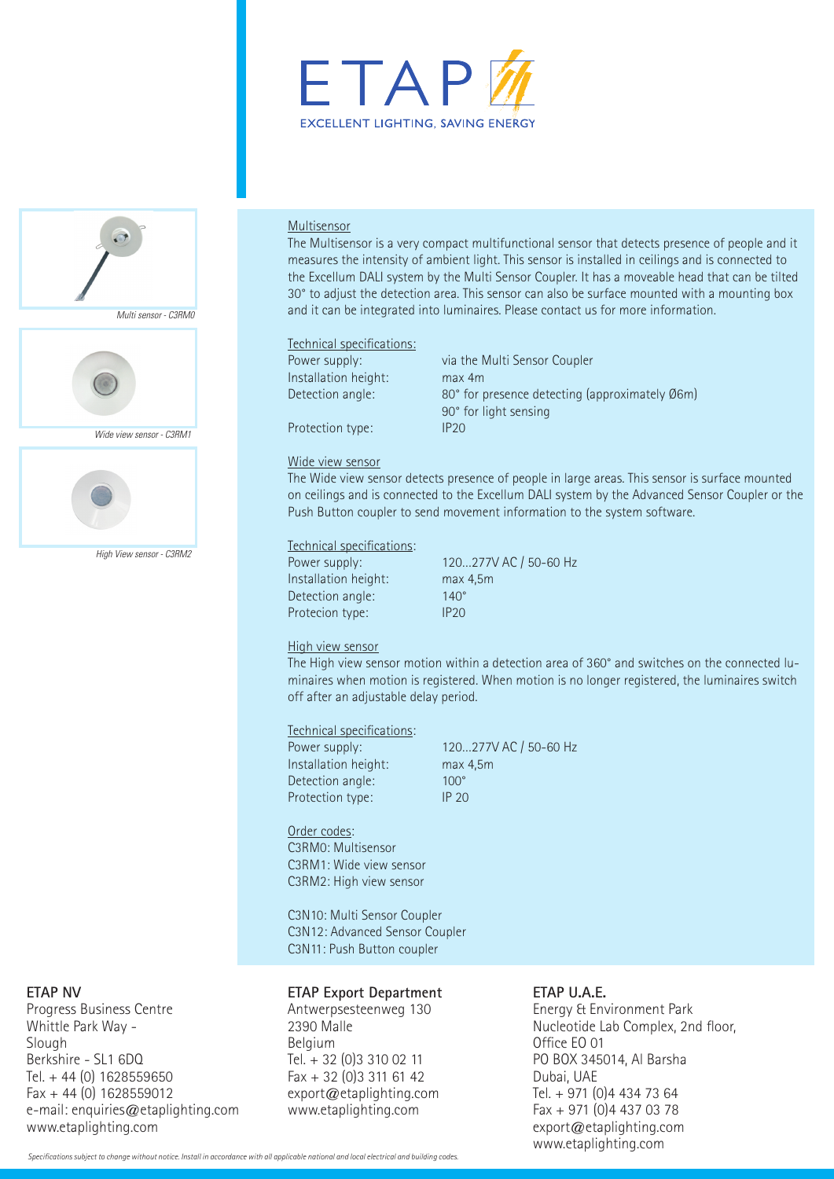ETAP
EXCELLENT LIGHTING, SAVING ENERGY

*Multi sensor - C3RM0*

*Wide view sensor - C3RM1*

*High View sensor - C3RM2*

## Multisensor

The Multisensor is a very compact multifunctional sensor that detects presence of people and it measures the intensity of ambient light. This sensor is installed in ceilings and is connected to the Excellum DALI system by the Multi Sensor Coupler. It has a moveable head that can be tilted 30° to adjust the detection area. This sensor can also be surface mounted with a mounting box and it can be integrated into luminaires. Please contact us for more information.

Technical specifications:

| | |
|---|---|
| Power supply: | via the Multi Sensor Coupler |
| Installation height: | max 4m |
| Detection angle: | 80° for presence detecting (approximately Ø6m)<br>90° for light sensing |
| Protection type: | IP20 |

## Wide view sensor

The Wide view sensor detects presence of people in large areas. This sensor is surface mounted on ceilings and is connected to the Excellum DALI system by the Advanced Sensor Coupler or the Push Button coupler to send movement information to the system software.

Technical specifications:

| | |
|---|---|
| Power supply: | 120...277V AC / 50-60 Hz |
| Installation height: | max 4,5m |
| Detection angle: | 140° |
| Protecion type: | IP20 |

## High view sensor

The High view sensor motion within a detection area of 360° and switches on the connected luminaires when motion is registered. When motion is no longer registered, the luminaires switch off after an adjustable delay period.

Technical specifications:

| | |
|---|---|
| Power supply: | 120...277V AC / 50-60 Hz |
| Installation height: | max 4,5m |
| Detection angle: | 100° |
| Protection type: | IP 20 |

Order codes:

C3RM0: Multisensor
C3RM1: Wide view sensor
C3RM2: High view sensor

C3N10: Multi Sensor Coupler
C3N12: Advanced Sensor Coupler
C3N11: Push Button coupler

**ETAP NV**
Progress Business Centre
Whittle Park Way -
Slough
Berkshire - SL1 6DQ
Tel. + 44 (0) 1628559650
Fax + 44 (0) 1628559012
e-mail: enquiries@etaplighting.com
www.etaplighting.com

**ETAP Export Department**
Antwerpsesteenweg 130
2390 Malle
Belgium
Tel. + 32 (0)3 310 02 11
Fax + 32 (0)3 311 61 42
export@etaplighting.com
www.etaplighting.com

**ETAP U.A.E.**
Energy & Environment Park
Nucleotide Lab Complex, 2nd floor,
Office EO 01
PO BOX 345014, Al Barsha
Dubai, UAE
Tel. + 971 (0)4 434 73 64
Fax + 971 (0)4 437 03 78
export@etaplighting.com
www.etaplighting.com

*Specifications subject to change without notice. Install in accordance with all applicable national and local electrical and building codes.*